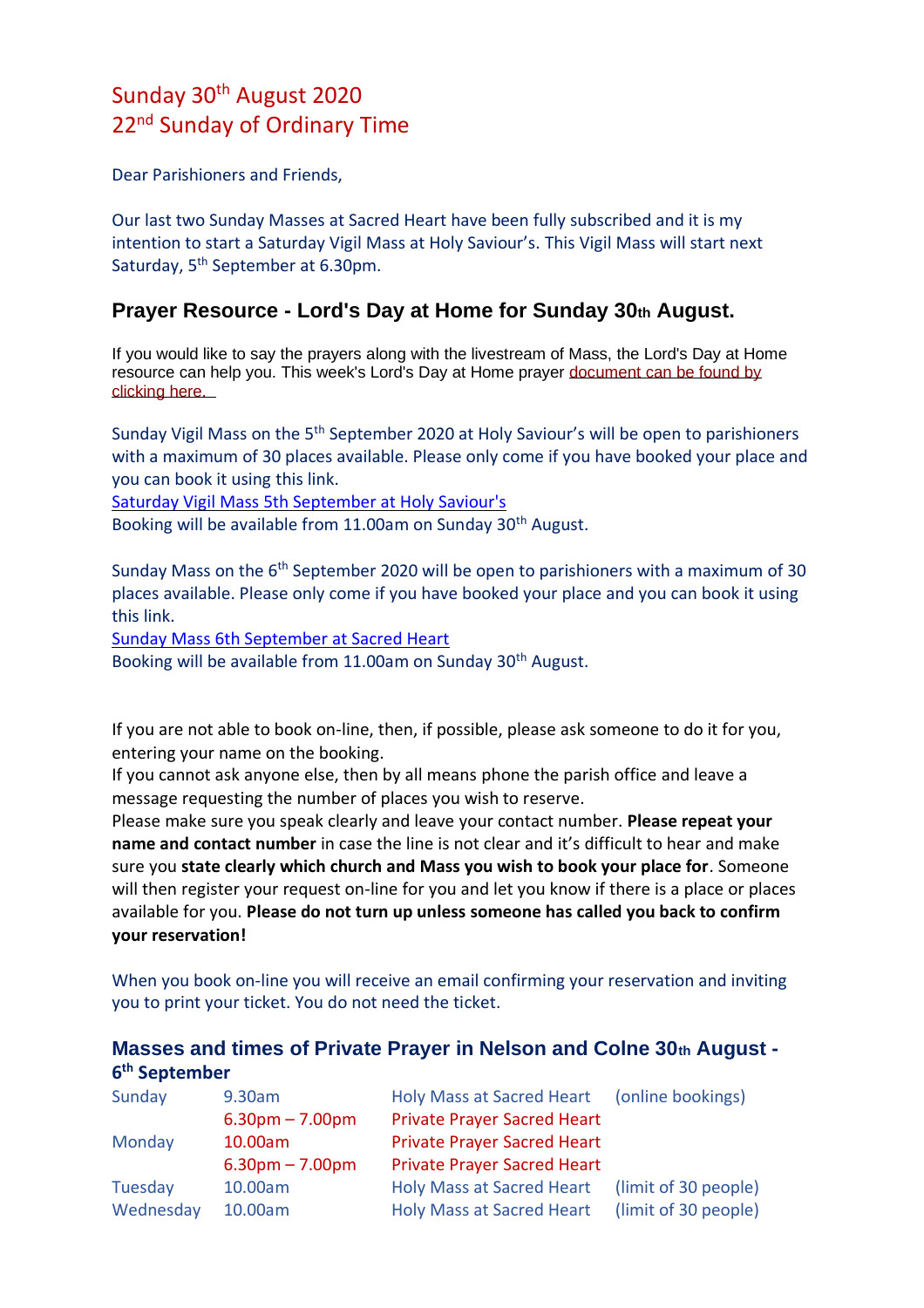# Sunday 30th August 2020
# 22nd Sunday of Ordinary Time

Dear Parishioners and Friends,

Our last two Sunday Masses at Sacred Heart have been fully subscribed and it is my intention to start a Saturday Vigil Mass at Holy Saviour's. This Vigil Mass will start next Saturday, 5th September at 6.30pm.

## Prayer Resource - Lord's Day at Home for Sunday 30th August.

If you would like to say the prayers along with the livestream of Mass, the Lord's Day at Home resource can help you. This week's Lord's Day at Home prayer document can be found by clicking here.

Sunday Vigil Mass on the 5th September 2020 at Holy Saviour's will be open to parishioners with a maximum of 30 places available. Please only come if you have booked your place and you can book it using this link.
Saturday Vigil Mass 5th September at Holy Saviour's
Booking will be available from 11.00am on Sunday 30th August.

Sunday Mass on the 6th September 2020 will be open to parishioners with a maximum of 30 places available. Please only come if you have booked your place and you can book it using this link.
Sunday Mass 6th September at Sacred Heart
Booking will be available from 11.00am on Sunday 30th August.

If you are not able to book on-line, then, if possible, please ask someone to do it for you, entering your name on the booking.
If you cannot ask anyone else, then by all means phone the parish office and leave a message requesting the number of places you wish to reserve.
Please make sure you speak clearly and leave your contact number. **Please repeat your name and contact number** in case the line is not clear and it's difficult to hear and make sure you **state clearly which church and Mass you wish to book your place for**. Someone will then register your request on-line for you and let you know if there is a place or places available for you. **Please do not turn up unless someone has called you back to confirm your reservation!**

When you book on-line you will receive an email confirming your reservation and inviting you to print your ticket. You do not need the ticket.

## Masses and times of Private Prayer in Nelson and Colne 30th August - 6th September

| | | | |
|---|---|---|---|
| Sunday | 9.30am | Holy Mass at Sacred Heart | (online bookings) |
| | 6.30pm – 7.00pm | Private Prayer Sacred Heart | |
| Monday | 10.00am | Private Prayer Sacred Heart | |
| | 6.30pm – 7.00pm | Private Prayer Sacred Heart | |
| Tuesday | 10.00am | Holy Mass at Sacred Heart | (limit of 30 people) |
| Wednesday | 10.00am | Holy Mass at Sacred Heart | (limit of 30 people) |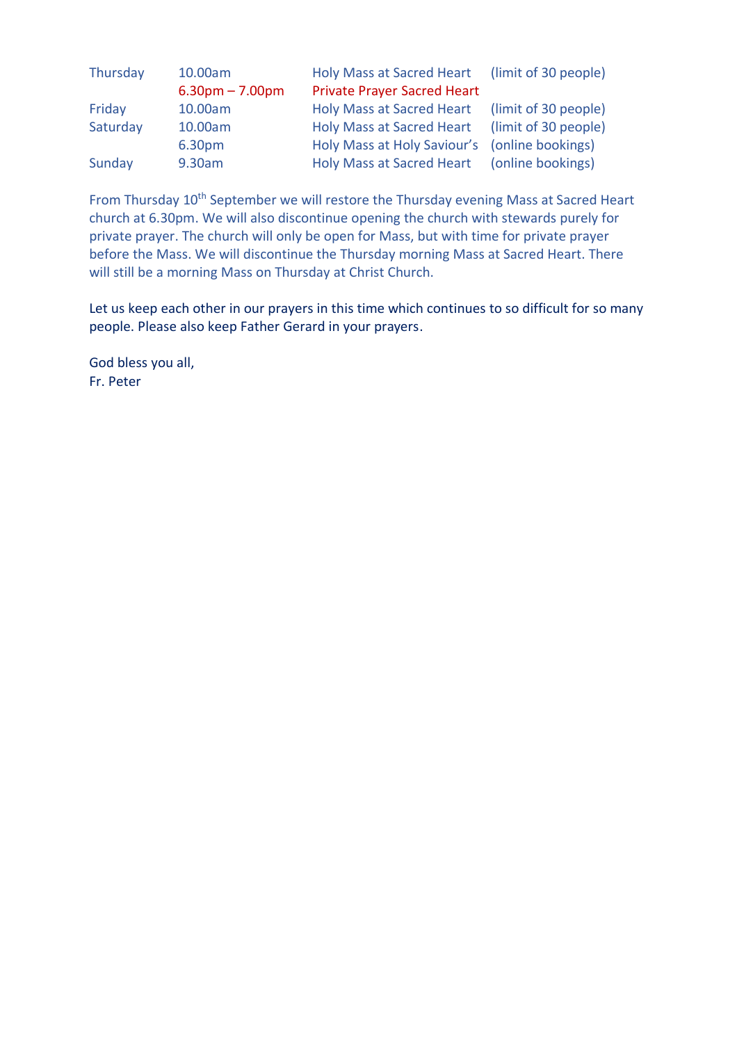| | | | |
|---|---|---|---|
| Thursday | 10.00am | Holy Mass at Sacred Heart | (limit of 30 people) |
| | 6.30pm – 7.00pm | Private Prayer Sacred Heart | |
| Friday | 10.00am | Holy Mass at Sacred Heart | (limit of 30 people) |
| Saturday | 10.00am | Holy Mass at Sacred Heart | (limit of 30 people) |
| | 6.30pm | Holy Mass at Holy Saviour's | (online bookings) |
| Sunday | 9.30am | Holy Mass at Sacred Heart | (online bookings) |

From Thursday 10th September we will restore the Thursday evening Mass at Sacred Heart church at 6.30pm. We will also discontinue opening the church with stewards purely for private prayer. The church will only be open for Mass, but with time for private prayer before the Mass. We will discontinue the Thursday morning Mass at Sacred Heart. There will still be a morning Mass on Thursday at Christ Church.

Let us keep each other in our prayers in this time which continues to so difficult for so many people. Please also keep Father Gerard in your prayers.

God bless you all,
Fr. Peter